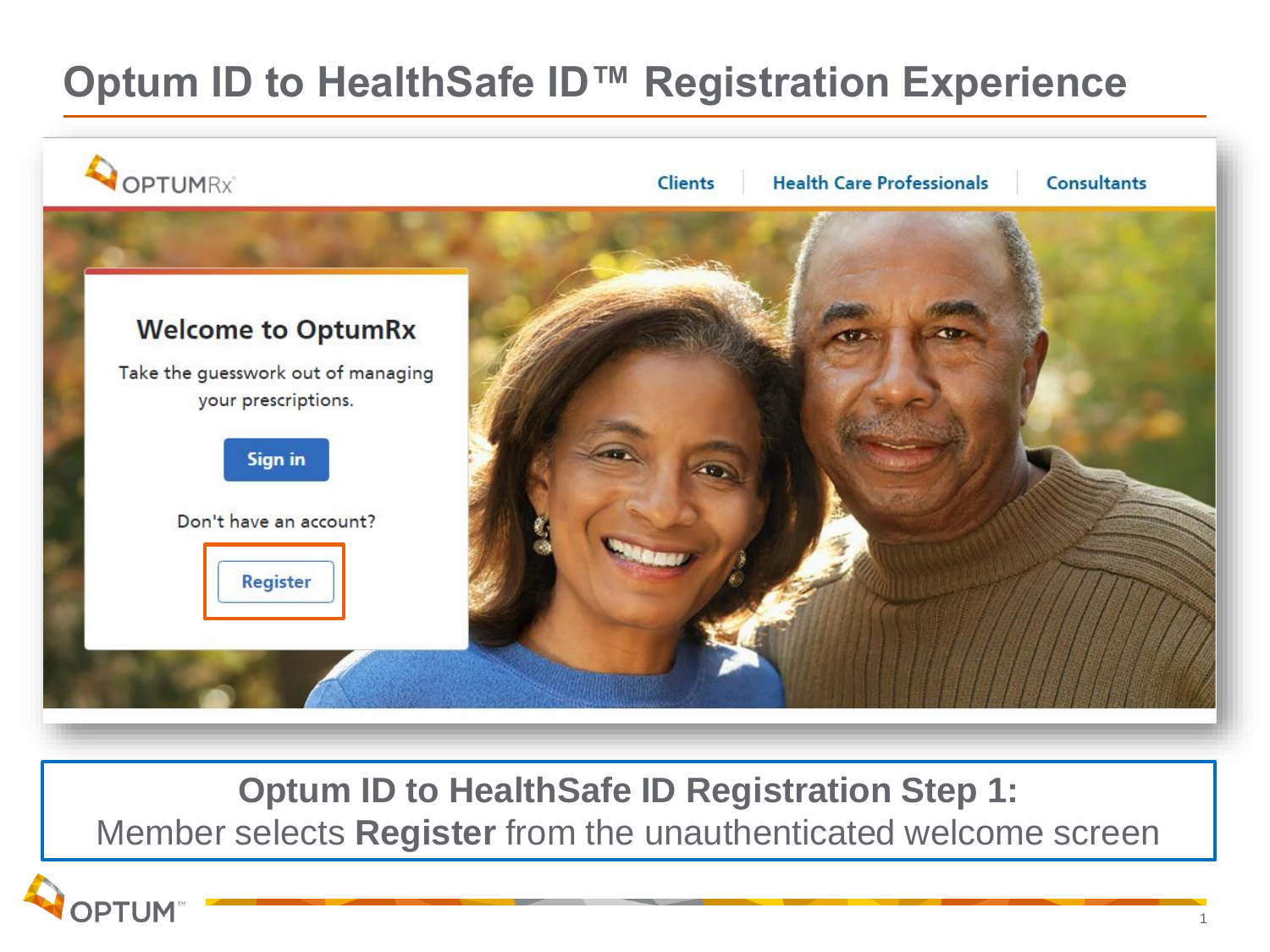# Optum ID to HealthSafe ID™ Registration Experience

OPTUMRx

Clients | Health Care Professionals | Consultants

**Welcome to OptumRx**

Take the guesswork out of managing your prescriptions.

Sign in

Don't have an account?

Register

**Optum ID to HealthSafe ID Registration Step 1:**
Member selects **Register** from the unauthenticated welcome screen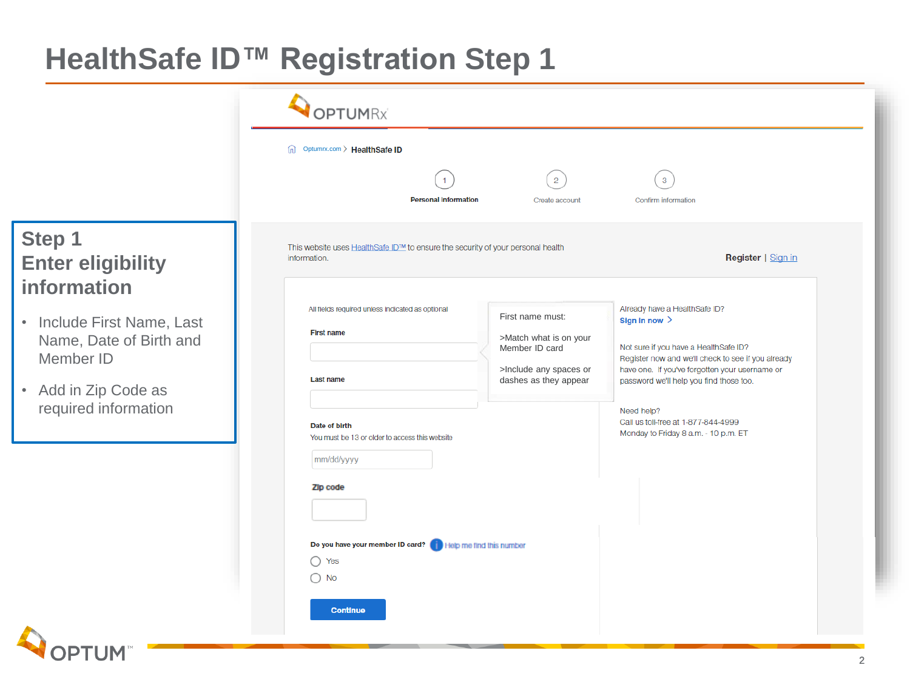# HealthSafe ID™ Registration Step 1

## Step 1
## Enter eligibility information

- Include First Name, Last Name, Date of Birth and Member ID
- Add in Zip Code as required information

OPTUMRx

Optumrx.com > HealthSafe ID

1 Personal information — 2 Create account — 3 Confirm information

This website uses HealthSafe ID™ to ensure the security of your personal health information.

**Register** | Sign in

All fields required unless indicated as optional

**First name**

**Last name**

**Date of birth**

You must be 13 or older to access this website

mm/dd/yyyy

**Zip code**

**Do you have your member ID card?** Help me find this number

- Yes
- No

**Continue**

First name must:

>Match what is on your Member ID card

>Include any spaces or dashes as they appear

Already have a HealthSafe ID?

**Sign in now >**

Not sure if you have a HealthSafe ID? Register now and we'll check to see if you already have one. If you've forgotten your username or password we'll help you find those too.

Need help?

Call us toll-free at 1-877-844-4999

Monday to Friday 8 a.m. - 10 p.m. ET

OPTUM™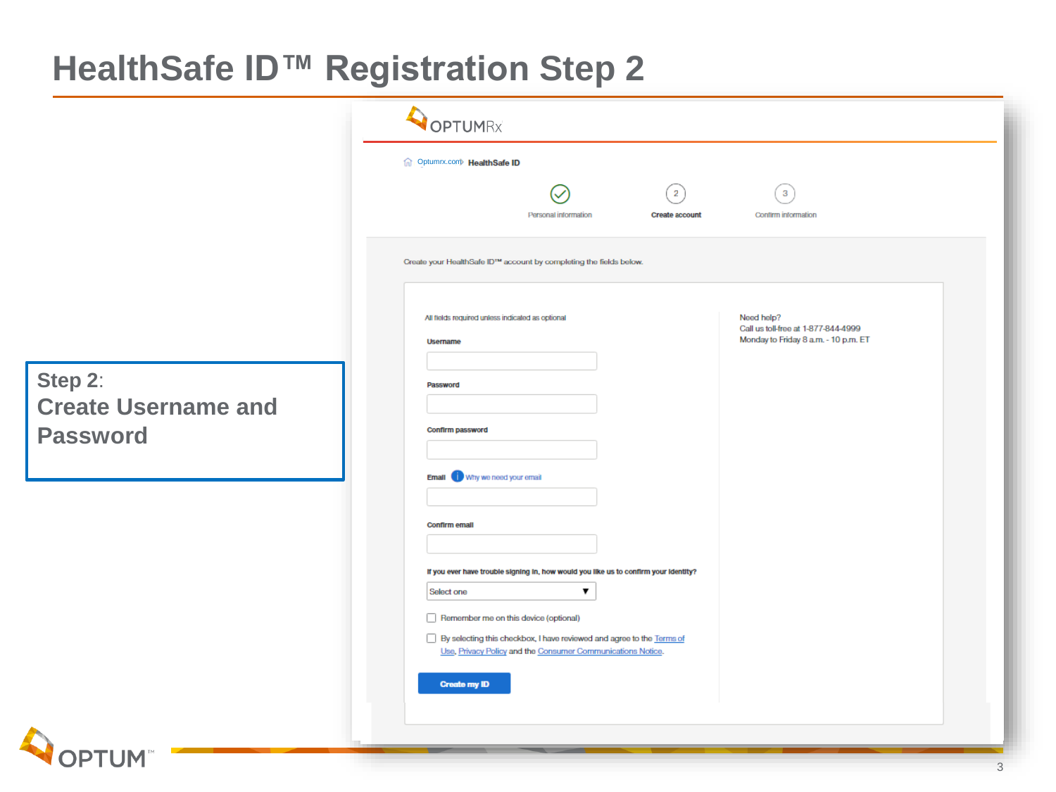# HealthSafe ID™ Registration Step 2

**Step 2:**
**Create Username and Password**

OPTUMRx

Optumrx.com › HealthSafe ID

Personal information | 2 Create account | 3 Confirm information

Create your HealthSafe ID™ account by completing the fields below.

All fields required unless indicated as optional

**Username**

**Password**

**Confirm password**

**Email** Why we need your email

**Confirm email**

**If you ever have trouble signing in, how would you like us to confirm your identity?**

Select one

Remember me on this device (optional)

By selecting this checkbox, I have reviewed and agree to the Terms of Use, Privacy Policy and the Consumer Communications Notice.

**Create my ID**

Need help?
Call us toll-free at 1-877-844-4999
Monday to Friday 8 a.m. - 10 p.m. ET

OPTUM™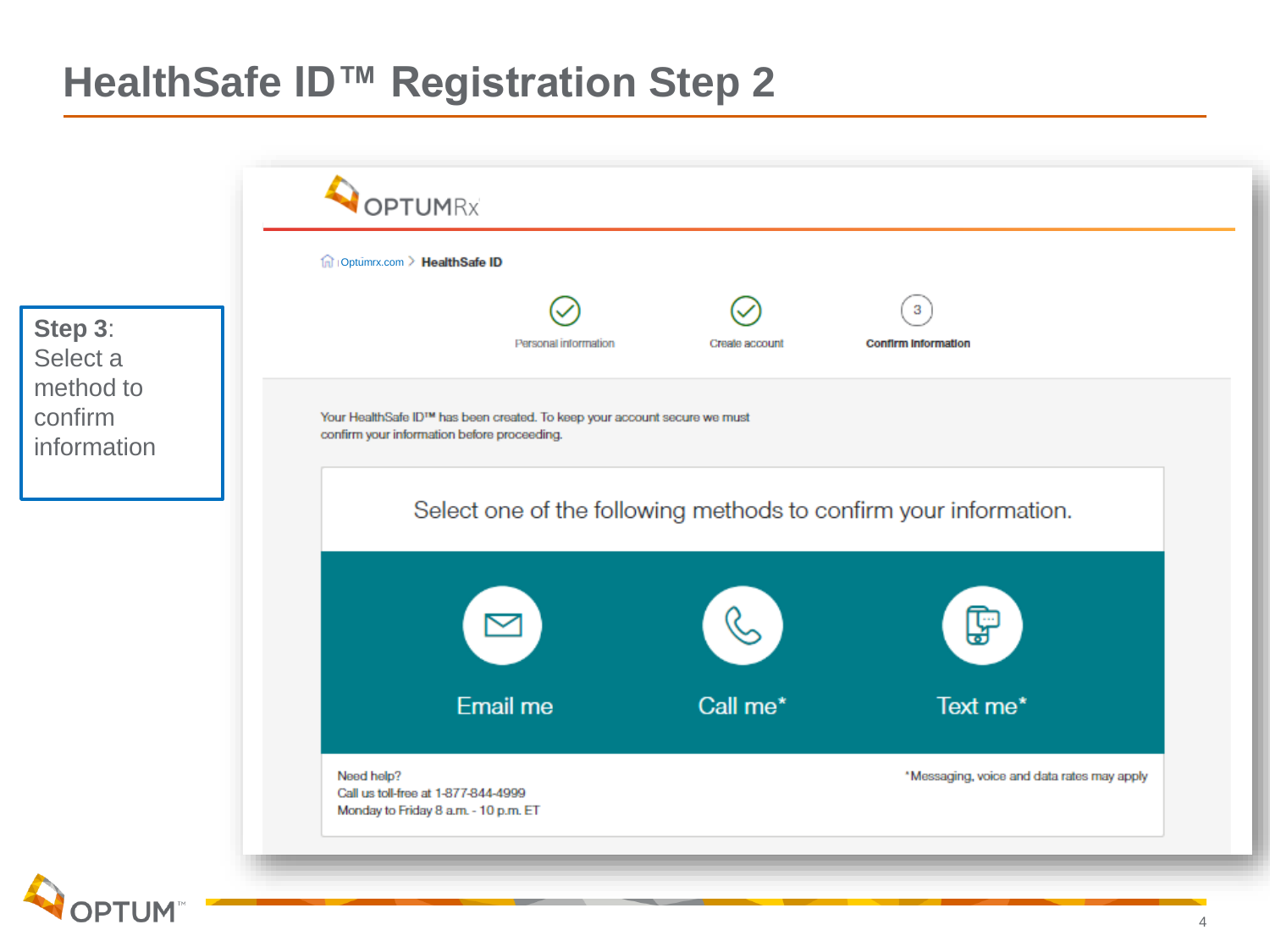# HealthSafe ID™ Registration Step 2

**Step 3**: Select a method to confirm information

OPTUMRx

Optumrx.com > **HealthSafe ID**

Personal information — Create account — **Confirm information**

Your HealthSafe ID™ has been created. To keep your account secure we must confirm your information before proceeding.

Select one of the following methods to confirm your information.

Email me

Call me*

Text me*

Need help?
Call us toll-free at 1-877-844-4999
Monday to Friday 8 a.m. - 10 p.m. ET

*Messaging, voice and data rates may apply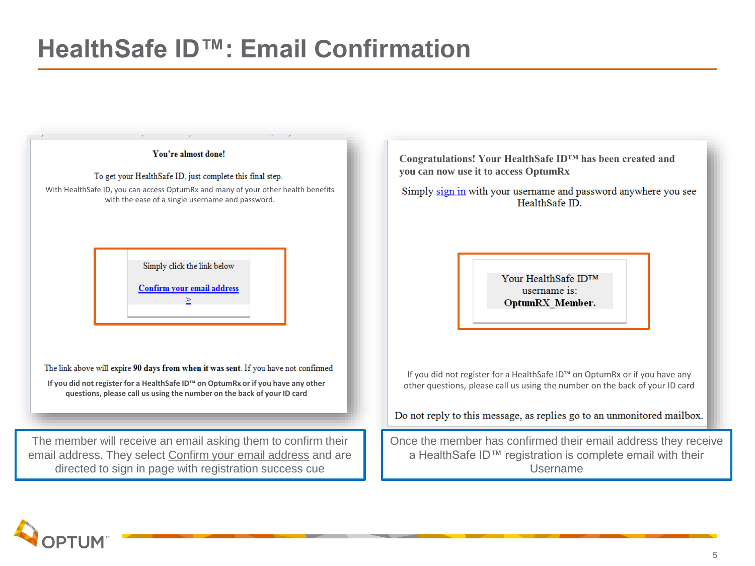# HealthSafe ID™: Email Confirmation

**You're almost done!**

To get your HealthSafe ID, just complete this final step.

With HealthSafe ID, you can access OptumRx and many of your other health benefits with the ease of a single username and password.

Simply click the link below

Confirm your email address
>

The link above will expire **90 days from when it was sent**. If you have not confirmed

**If you did not register for a HealthSafe ID™ on OptumRx or if you have any other questions, please call us using the number on the back of your ID card**

The member will receive an email asking them to confirm their email address. They select Confirm your email address and are directed to sign in page with registration success cue

**Congratulations! Your HealthSafe ID™ has been created and you can now use it to access OptumRx**

Simply sign in with your username and password anywhere you see HealthSafe ID.

Your HealthSafe ID™ username is:
**OptumRX_Member.**

If you did not register for a HealthSafe ID™ on OptumRx or if you have any other questions, please call us using the number on the back of your ID card

Do not reply to this message, as replies go to an unmonitored mailbox.

Once the member has confirmed their email address they receive a HealthSafe ID™ registration is complete email with their Username

OPTUM™